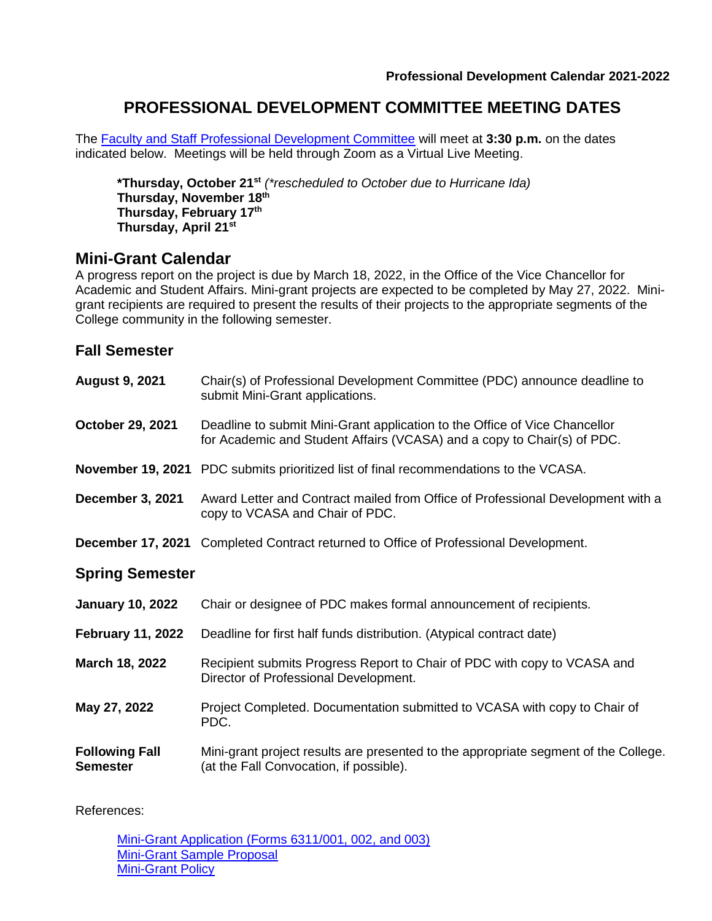**Professional Development Calendar 2021-2022**

# PROFESSIONAL DEVELOPMENT COMMITTEE MEETING DATES

The [Faculty and Staff Professional Development Committee]() will meet at **3:30 p.m.** on the dates indicated below. Meetings will be held through Zoom as a Virtual Live Meeting.

> **\*Thursday, October 21st** *(\*rescheduled to October due to Hurricane Ida)*
> **Thursday, November 18th**
> **Thursday, February 17th**
> **Thursday, April 21st**

## Mini-Grant Calendar

A progress report on the project is due by March 18, 2022, in the Office of the Vice Chancellor for Academic and Student Affairs. Mini-grant projects are expected to be completed by May 27, 2022. Mini-grant recipients are required to present the results of their projects to the appropriate segments of the College community in the following semester.

### Fall Semester

| | |
|---|---|
| **August 9, 2021** | Chair(s) of Professional Development Committee (PDC) announce deadline to submit Mini-Grant applications. |
| **October 29, 2021** | Deadline to submit Mini-Grant application to the Office of Vice Chancellor for Academic and Student Affairs (VCASA) and a copy to Chair(s) of PDC. |
| **November 19, 2021** | PDC submits prioritized list of final recommendations to the VCASA. |
| **December 3, 2021** | Award Letter and Contract mailed from Office of Professional Development with a copy to VCASA and Chair of PDC. |
| **December 17, 2021** | Completed Contract returned to Office of Professional Development. |

### Spring Semester

| | |
|---|---|
| **January 10, 2022** | Chair or designee of PDC makes formal announcement of recipients. |
| **February 11, 2022** | Deadline for first half funds distribution. (Atypical contract date) |
| **March 18, 2022** | Recipient submits Progress Report to Chair of PDC with copy to VCASA and Director of Professional Development. |
| **May 27, 2022** | Project Completed. Documentation submitted to VCASA with copy to Chair of PDC. |
| **Following Fall Semester** | Mini-grant project results are presented to the appropriate segment of the College. (at the Fall Convocation, if possible). |

References:

- [Mini-Grant Application (Forms 6311/001, 002, and 003)]()
- [Mini-Grant Sample Proposal]()
- [Mini-Grant Policy]()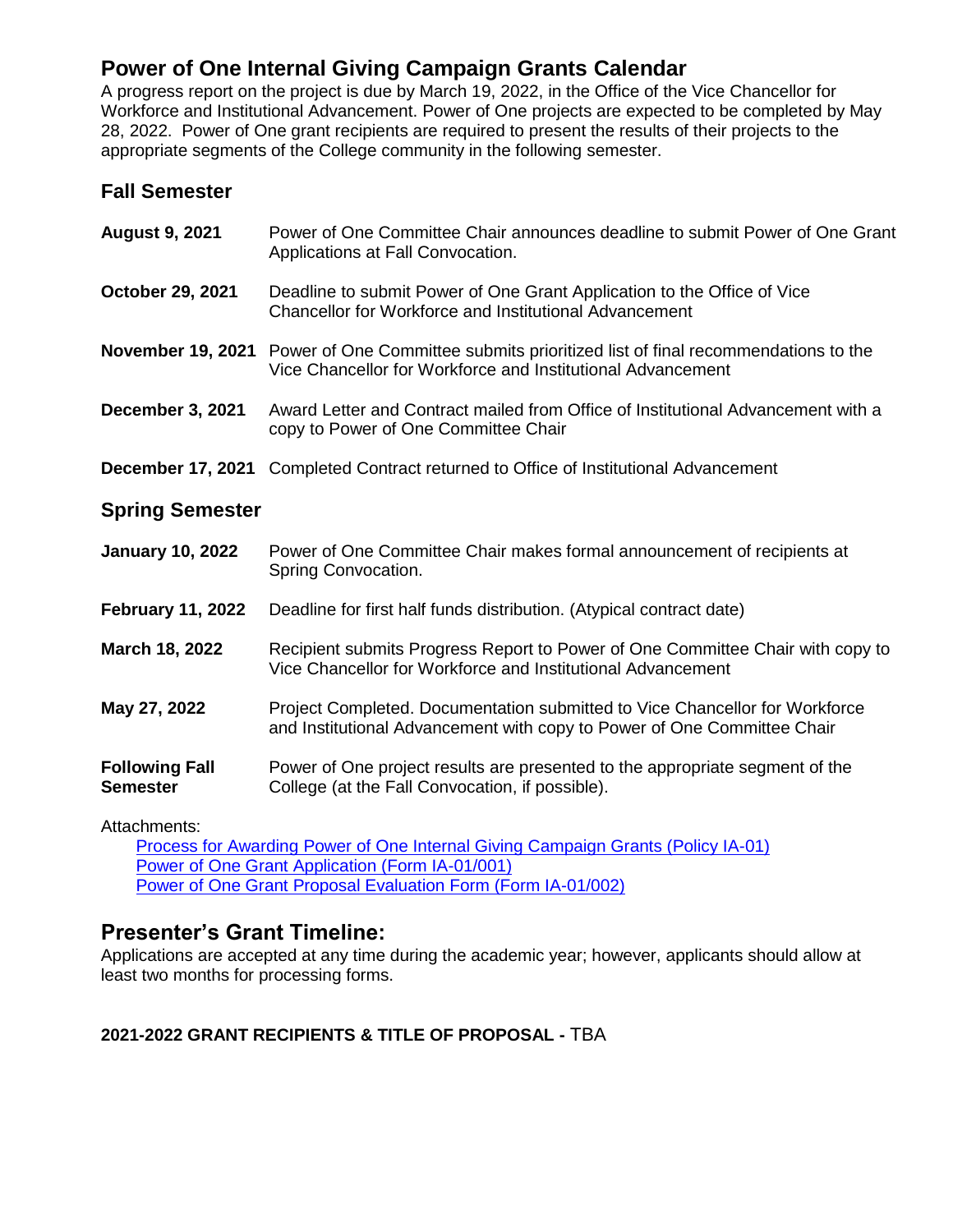## Power of One Internal Giving Campaign Grants Calendar

A progress report on the project is due by March 19, 2022, in the Office of the Vice Chancellor for Workforce and Institutional Advancement. Power of One projects are expected to be completed by May 28, 2022. Power of One grant recipients are required to present the results of their projects to the appropriate segments of the College community in the following semester.

### Fall Semester

| | |
|---|---|
| **August 9, 2021** | Power of One Committee Chair announces deadline to submit Power of One Grant Applications at Fall Convocation. |
| **October 29, 2021** | Deadline to submit Power of One Grant Application to the Office of Vice Chancellor for Workforce and Institutional Advancement |
| **November 19, 2021** | Power of One Committee submits prioritized list of final recommendations to the Vice Chancellor for Workforce and Institutional Advancement |
| **December 3, 2021** | Award Letter and Contract mailed from Office of Institutional Advancement with a copy to Power of One Committee Chair |
| **December 17, 2021** | Completed Contract returned to Office of Institutional Advancement |

### Spring Semester

| | |
|---|---|
| **January 10, 2022** | Power of One Committee Chair makes formal announcement of recipients at Spring Convocation. |
| **February 11, 2022** | Deadline for first half funds distribution. (Atypical contract date) |
| **March 18, 2022** | Recipient submits Progress Report to Power of One Committee Chair with copy to Vice Chancellor for Workforce and Institutional Advancement |
| **May 27, 2022** | Project Completed. Documentation submitted to Vice Chancellor for Workforce and Institutional Advancement with copy to Power of One Committee Chair |
| **Following Fall Semester** | Power of One project results are presented to the appropriate segment of the College (at the Fall Convocation, if possible). |

Attachments:

- Process for Awarding Power of One Internal Giving Campaign Grants (Policy IA-01)
- Power of One Grant Application (Form IA-01/001)
- Power of One Grant Proposal Evaluation Form (Form IA-01/002)

## Presenter's Grant Timeline:

Applications are accepted at any time during the academic year; however, applicants should allow at least two months for processing forms.

**2021-2022 GRANT RECIPIENTS & TITLE OF PROPOSAL -** TBA